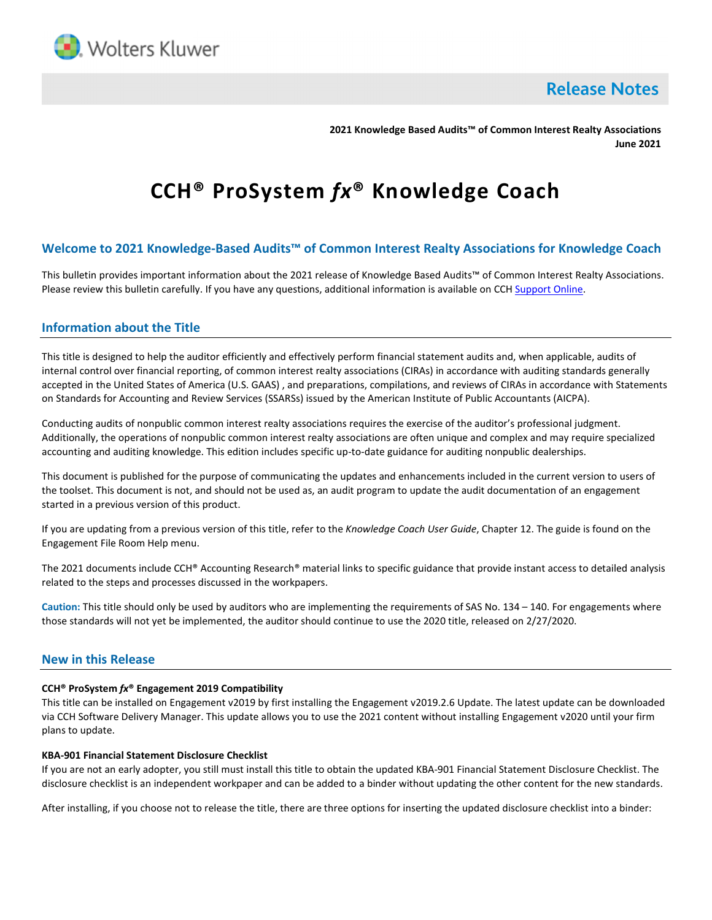Release Notes

**2021 Knowledge Based Audits™ of Common Interest Realty Associations**
**June 2021**

# CCH® ProSystem *fx*® Knowledge Coach

## Welcome to 2021 Knowledge-Based Audits™ of Common Interest Realty Associations for Knowledge Coach

This bulletin provides important information about the 2021 release of Knowledge Based Audits™ of Common Interest Realty Associations. Please review this bulletin carefully. If you have any questions, additional information is available on CCH Support Online.

## Information about the Title

This title is designed to help the auditor efficiently and effectively perform financial statement audits and, when applicable, audits of internal control over financial reporting, of common interest realty associations (CIRAs) in accordance with auditing standards generally accepted in the United States of America (U.S. GAAS) , and preparations, compilations, and reviews of CIRAs in accordance with Statements on Standards for Accounting and Review Services (SSARSs) issued by the American Institute of Public Accountants (AICPA).

Conducting audits of nonpublic common interest realty associations requires the exercise of the auditor's professional judgment. Additionally, the operations of nonpublic common interest realty associations are often unique and complex and may require specialized accounting and auditing knowledge. This edition includes specific up-to-date guidance for auditing nonpublic dealerships.

This document is published for the purpose of communicating the updates and enhancements included in the current version to users of the toolset. This document is not, and should not be used as, an audit program to update the audit documentation of an engagement started in a previous version of this product.

If you are updating from a previous version of this title, refer to the *Knowledge Coach User Guide*, Chapter 12. The guide is found on the Engagement File Room Help menu.

The 2021 documents include CCH® Accounting Research® material links to specific guidance that provide instant access to detailed analysis related to the steps and processes discussed in the workpapers.

**Caution:** This title should only be used by auditors who are implementing the requirements of SAS No. 134 – 140. For engagements where those standards will not yet be implemented, the auditor should continue to use the 2020 title, released on 2/27/2020.

## New in this Release

**CCH® ProSystem *fx*® Engagement 2019 Compatibility**

This title can be installed on Engagement v2019 by first installing the Engagement v2019.2.6 Update. The latest update can be downloaded via CCH Software Delivery Manager. This update allows you to use the 2021 content without installing Engagement v2020 until your firm plans to update.

**KBA-901 Financial Statement Disclosure Checklist**

If you are not an early adopter, you still must install this title to obtain the updated KBA-901 Financial Statement Disclosure Checklist. The disclosure checklist is an independent workpaper and can be added to a binder without updating the other content for the new standards.

After installing, if you choose not to release the title, there are three options for inserting the updated disclosure checklist into a binder: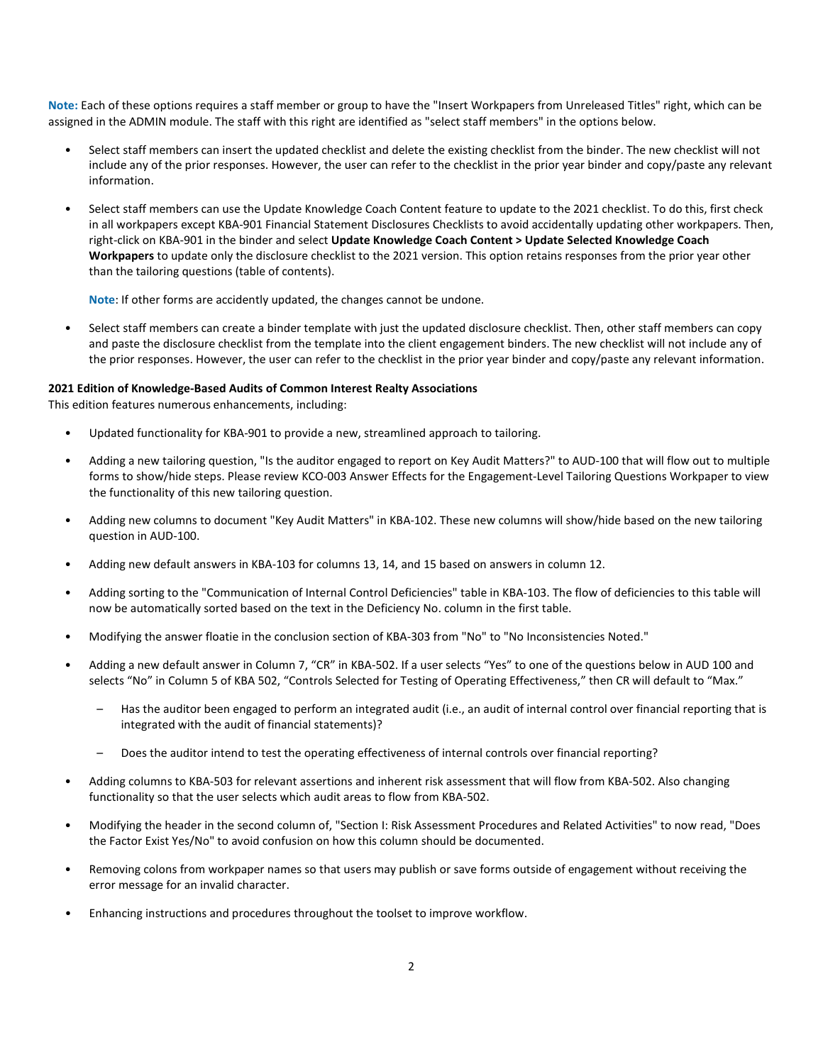**Note:** Each of these options requires a staff member or group to have the "Insert Workpapers from Unreleased Titles" right, which can be assigned in the ADMIN module. The staff with this right are identified as "select staff members" in the options below.

- Select staff members can insert the updated checklist and delete the existing checklist from the binder. The new checklist will not include any of the prior responses. However, the user can refer to the checklist in the prior year binder and copy/paste any relevant information.
- Select staff members can use the Update Knowledge Coach Content feature to update to the 2021 checklist. To do this, first check in all workpapers except KBA-901 Financial Statement Disclosures Checklists to avoid accidentally updating other workpapers. Then, right-click on KBA-901 in the binder and select **Update Knowledge Coach Content > Update Selected Knowledge Coach Workpapers** to update only the disclosure checklist to the 2021 version. This option retains responses from the prior year other than the tailoring questions (table of contents).

  **Note**: If other forms are accidently updated, the changes cannot be undone.

- Select staff members can create a binder template with just the updated disclosure checklist. Then, other staff members can copy and paste the disclosure checklist from the template into the client engagement binders. The new checklist will not include any of the prior responses. However, the user can refer to the checklist in the prior year binder and copy/paste any relevant information.

**2021 Edition of Knowledge-Based Audits of Common Interest Realty Associations**

This edition features numerous enhancements, including:

- Updated functionality for KBA-901 to provide a new, streamlined approach to tailoring.
- Adding a new tailoring question, "Is the auditor engaged to report on Key Audit Matters?" to AUD-100 that will flow out to multiple forms to show/hide steps. Please review KCO-003 Answer Effects for the Engagement-Level Tailoring Questions Workpaper to view the functionality of this new tailoring question.
- Adding new columns to document "Key Audit Matters" in KBA-102. These new columns will show/hide based on the new tailoring question in AUD-100.
- Adding new default answers in KBA-103 for columns 13, 14, and 15 based on answers in column 12.
- Adding sorting to the "Communication of Internal Control Deficiencies" table in KBA-103. The flow of deficiencies to this table will now be automatically sorted based on the text in the Deficiency No. column in the first table.
- Modifying the answer floatie in the conclusion section of KBA-303 from "No" to "No Inconsistencies Noted."
- Adding a new default answer in Column 7, "CR" in KBA-502. If a user selects "Yes" to one of the questions below in AUD 100 and selects "No" in Column 5 of KBA 502, "Controls Selected for Testing of Operating Effectiveness," then CR will default to "Max."
  - Has the auditor been engaged to perform an integrated audit (i.e., an audit of internal control over financial reporting that is integrated with the audit of financial statements)?
  - Does the auditor intend to test the operating effectiveness of internal controls over financial reporting?
- Adding columns to KBA-503 for relevant assertions and inherent risk assessment that will flow from KBA-502. Also changing functionality so that the user selects which audit areas to flow from KBA-502.
- Modifying the header in the second column of, "Section I: Risk Assessment Procedures and Related Activities" to now read, "Does the Factor Exist Yes/No" to avoid confusion on how this column should be documented.
- Removing colons from workpaper names so that users may publish or save forms outside of engagement without receiving the error message for an invalid character.
- Enhancing instructions and procedures throughout the toolset to improve workflow.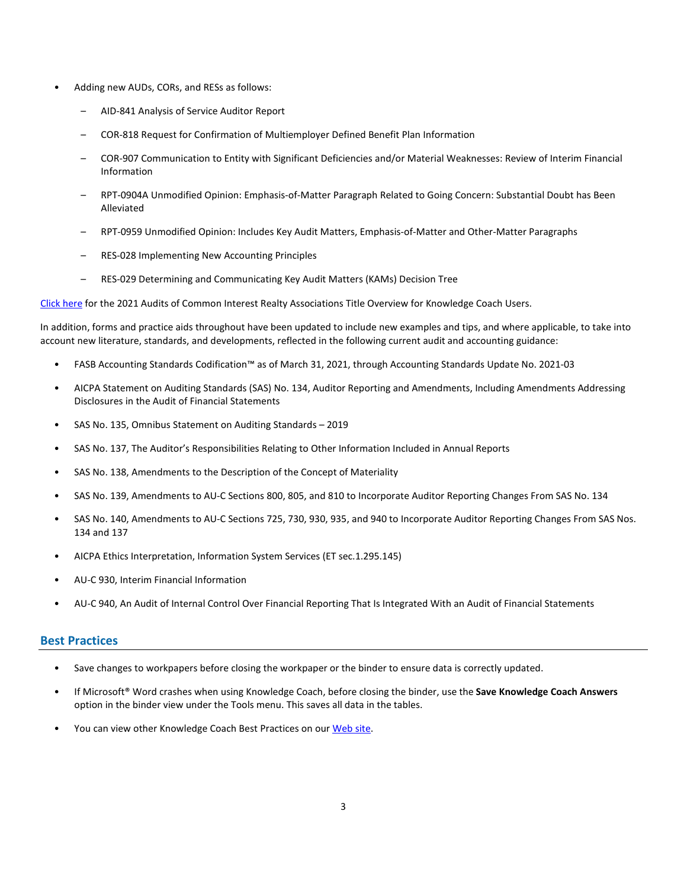- Adding new AUDs, CORs, and RESs as follows:
  - AID-841 Analysis of Service Auditor Report
  - COR-818 Request for Confirmation of Multiemployer Defined Benefit Plan Information
  - COR-907 Communication to Entity with Significant Deficiencies and/or Material Weaknesses: Review of Interim Financial Information
  - RPT-0904A Unmodified Opinion: Emphasis-of-Matter Paragraph Related to Going Concern: Substantial Doubt has Been Alleviated
  - RPT-0959 Unmodified Opinion: Includes Key Audit Matters, Emphasis-of-Matter and Other-Matter Paragraphs
  - RES-028 Implementing New Accounting Principles
  - RES-029 Determining and Communicating Key Audit Matters (KAMs) Decision Tree

Click here for the 2021 Audits of Common Interest Realty Associations Title Overview for Knowledge Coach Users.

In addition, forms and practice aids throughout have been updated to include new examples and tips, and where applicable, to take into account new literature, standards, and developments, reflected in the following current audit and accounting guidance:

- FASB Accounting Standards Codification™ as of March 31, 2021, through Accounting Standards Update No. 2021-03
- AICPA Statement on Auditing Standards (SAS) No. 134, Auditor Reporting and Amendments, Including Amendments Addressing Disclosures in the Audit of Financial Statements
- SAS No. 135, Omnibus Statement on Auditing Standards – 2019
- SAS No. 137, The Auditor's Responsibilities Relating to Other Information Included in Annual Reports
- SAS No. 138, Amendments to the Description of the Concept of Materiality
- SAS No. 139, Amendments to AU-C Sections 800, 805, and 810 to Incorporate Auditor Reporting Changes From SAS No. 134
- SAS No. 140, Amendments to AU-C Sections 725, 730, 930, 935, and 940 to Incorporate Auditor Reporting Changes From SAS Nos. 134 and 137
- AICPA Ethics Interpretation, Information System Services (ET sec.1.295.145)
- AU-C 930, Interim Financial Information
- AU-C 940, An Audit of Internal Control Over Financial Reporting That Is Integrated With an Audit of Financial Statements

## Best Practices

- Save changes to workpapers before closing the workpaper or the binder to ensure data is correctly updated.
- If Microsoft® Word crashes when using Knowledge Coach, before closing the binder, use the **Save Knowledge Coach Answers** option in the binder view under the Tools menu. This saves all data in the tables.
- You can view other Knowledge Coach Best Practices on our Web site.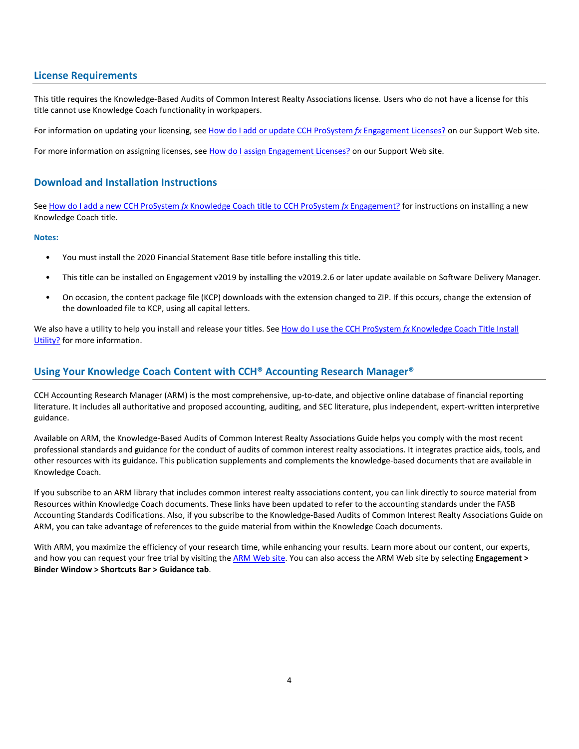## License Requirements

This title requires the Knowledge-Based Audits of Common Interest Realty Associations license. Users who do not have a license for this title cannot use Knowledge Coach functionality in workpapers.

For information on updating your licensing, see How do I add or update CCH ProSystem *fx* Engagement Licenses? on our Support Web site.

For more information on assigning licenses, see How do I assign Engagement Licenses? on our Support Web site.

## Download and Installation Instructions

See How do I add a new CCH ProSystem *fx* Knowledge Coach title to CCH ProSystem *fx* Engagement? for instructions on installing a new Knowledge Coach title.

**Notes:**

- You must install the 2020 Financial Statement Base title before installing this title.
- This title can be installed on Engagement v2019 by installing the v2019.2.6 or later update available on Software Delivery Manager.
- On occasion, the content package file (KCP) downloads with the extension changed to ZIP. If this occurs, change the extension of the downloaded file to KCP, using all capital letters.

We also have a utility to help you install and release your titles. See How do I use the CCH ProSystem *fx* Knowledge Coach Title Install Utility? for more information.

## Using Your Knowledge Coach Content with CCH® Accounting Research Manager®

CCH Accounting Research Manager (ARM) is the most comprehensive, up-to-date, and objective online database of financial reporting literature. It includes all authoritative and proposed accounting, auditing, and SEC literature, plus independent, expert-written interpretive guidance.

Available on ARM, the Knowledge-Based Audits of Common Interest Realty Associations Guide helps you comply with the most recent professional standards and guidance for the conduct of audits of common interest realty associations. It integrates practice aids, tools, and other resources with its guidance. This publication supplements and complements the knowledge-based documents that are available in Knowledge Coach.

If you subscribe to an ARM library that includes common interest realty associations content, you can link directly to source material from Resources within Knowledge Coach documents. These links have been updated to refer to the accounting standards under the FASB Accounting Standards Codifications. Also, if you subscribe to the Knowledge-Based Audits of Common Interest Realty Associations Guide on ARM, you can take advantage of references to the guide material from within the Knowledge Coach documents.

With ARM, you maximize the efficiency of your research time, while enhancing your results. Learn more about our content, our experts, and how you can request your free trial by visiting the ARM Web site. You can also access the ARM Web site by selecting **Engagement > Binder Window > Shortcuts Bar > Guidance tab**.